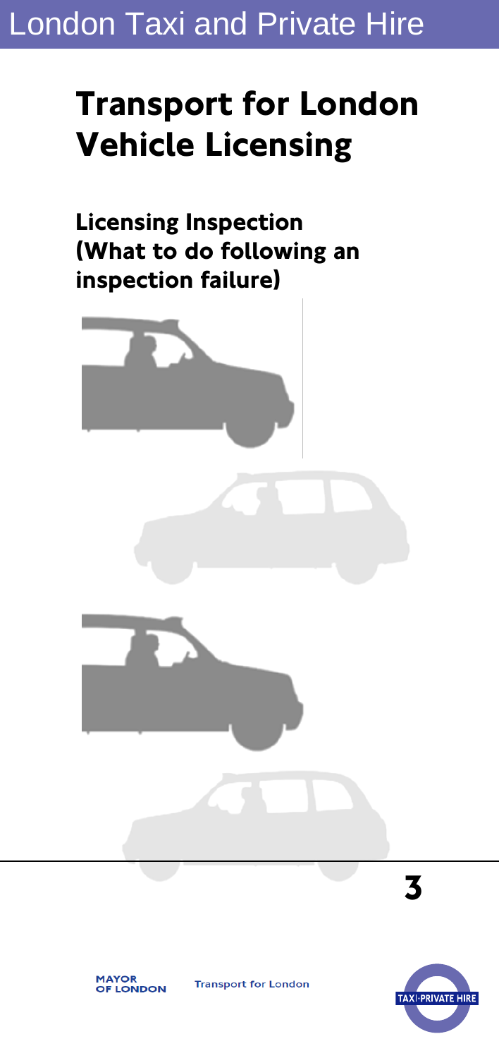London Taxi and Private Hire

# Transport for London Vehicle Licensing

## Licensing Inspection (What to do following an inspection failure)

3

MAYOR OF LONDON

Transport for London

TAXI·PRIVATE HIRE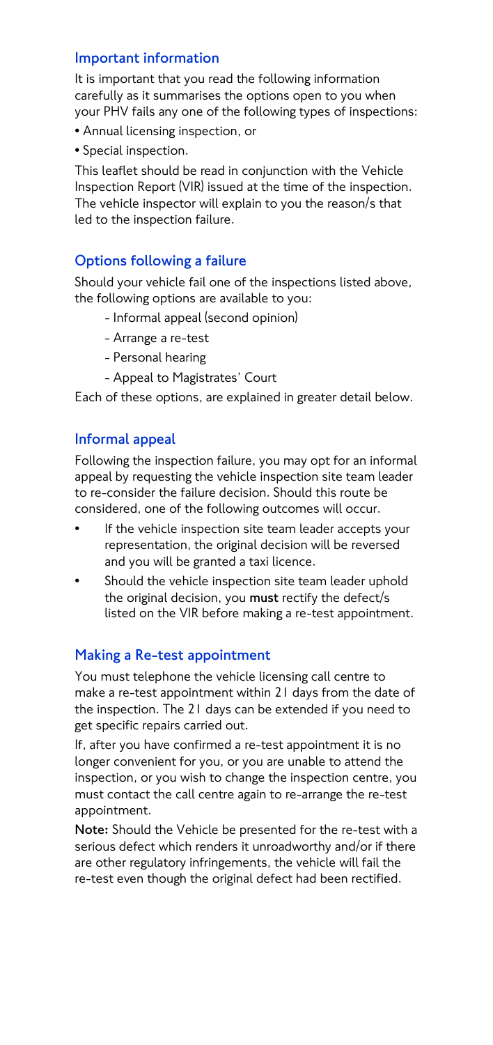## Important information

It is important that you read the following information carefully as it summarises the options open to you when your PHV fails any one of the following types of inspections:

- Annual licensing inspection, or
- Special inspection.

This leaflet should be read in conjunction with the Vehicle Inspection Report (VIR) issued at the time of the inspection. The vehicle inspector will explain to you the reason/s that led to the inspection failure.

## Options following a failure

Should your vehicle fail one of the inspections listed above, the following options are available to you:

- Informal appeal (second opinion)
- Arrange a re-test
- Personal hearing
- Appeal to Magistrates' Court

Each of these options, are explained in greater detail below.

## Informal appeal

Following the inspection failure, you may opt for an informal appeal by requesting the vehicle inspection site team leader to re-consider the failure decision. Should this route be considered, one of the following outcomes will occur.

- If the vehicle inspection site team leader accepts your representation, the original decision will be reversed and you will be granted a taxi licence.
- Should the vehicle inspection site team leader uphold the original decision, you **must** rectify the defect/s listed on the VIR before making a re-test appointment.

## Making a Re-test appointment

You must telephone the vehicle licensing call centre to make a re-test appointment within 21 days from the date of the inspection. The 21 days can be extended if you need to get specific repairs carried out.

If, after you have confirmed a re-test appointment it is no longer convenient for you, or you are unable to attend the inspection, or you wish to change the inspection centre, you must contact the call centre again to re-arrange the re-test appointment.

**Note:** Should the Vehicle be presented for the re-test with a serious defect which renders it unroadworthy and/or if there are other regulatory infringements, the vehicle will fail the re-test even though the original defect had been rectified.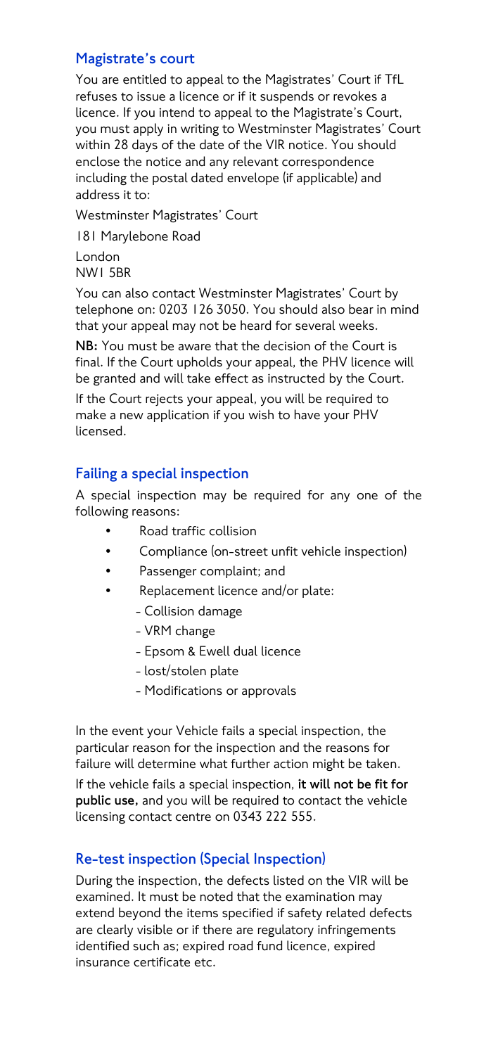## Magistrate's court

You are entitled to appeal to the Magistrates' Court if TfL refuses to issue a licence or if it suspends or revokes a licence. If you intend to appeal to the Magistrate's Court, you must apply in writing to Westminster Magistrates' Court within 28 days of the date of the VIR notice. You should enclose the notice and any relevant correspondence including the postal dated envelope (if applicable) and address it to:

Westminster Magistrates' Court

181 Marylebone Road

London
NW1 5BR

You can also contact Westminster Magistrates' Court by telephone on: 0203 126 3050. You should also bear in mind that your appeal may not be heard for several weeks.

**NB:** You must be aware that the decision of the Court is final. If the Court upholds your appeal, the PHV licence will be granted and will take effect as instructed by the Court.

If the Court rejects your appeal, you will be required to make a new application if you wish to have your PHV licensed.

## Failing a special inspection

A special inspection may be required for any one of the following reasons:

- Road traffic collision
- Compliance (on-street unfit vehicle inspection)
- Passenger complaint; and
- Replacement licence and/or plate:
  - Collision damage
  - VRM change
  - Epsom & Ewell dual licence
  - lost/stolen plate
  - Modifications or approvals

In the event your Vehicle fails a special inspection, the particular reason for the inspection and the reasons for failure will determine what further action might be taken.

If the vehicle fails a special inspection, **it will not be fit for public use,** and you will be required to contact the vehicle licensing contact centre on 0343 222 555.

## Re-test inspection (Special Inspection)

During the inspection, the defects listed on the VIR will be examined. It must be noted that the examination may extend beyond the items specified if safety related defects are clearly visible or if there are regulatory infringements identified such as; expired road fund licence, expired insurance certificate etc.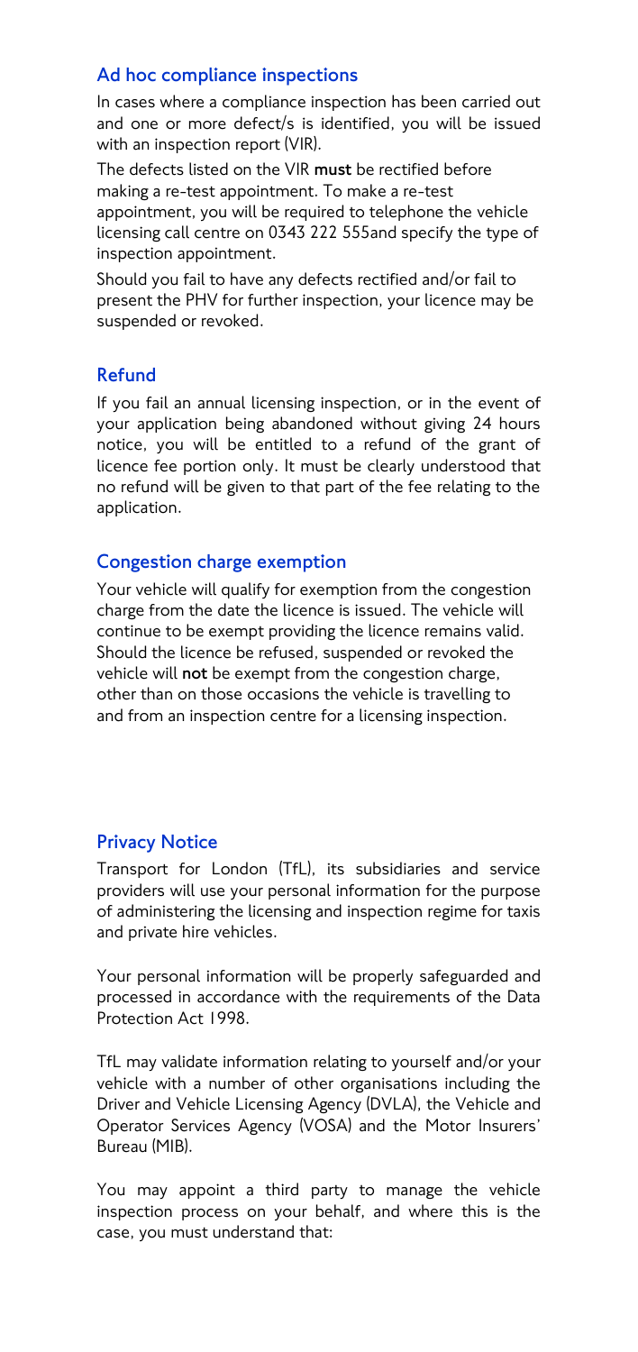## Ad hoc compliance inspections

In cases where a compliance inspection has been carried out and one or more defect/s is identified, you will be issued with an inspection report (VIR).

The defects listed on the VIR **must** be rectified before making a re-test appointment. To make a re-test appointment, you will be required to telephone the vehicle licensing call centre on 0343 222 555and specify the type of inspection appointment.

Should you fail to have any defects rectified and/or fail to present the PHV for further inspection, your licence may be suspended or revoked.

## Refund

If you fail an annual licensing inspection, or in the event of your application being abandoned without giving 24 hours notice, you will be entitled to a refund of the grant of licence fee portion only. It must be clearly understood that no refund will be given to that part of the fee relating to the application.

## Congestion charge exemption

Your vehicle will qualify for exemption from the congestion charge from the date the licence is issued. The vehicle will continue to be exempt providing the licence remains valid. Should the licence be refused, suspended or revoked the vehicle will **not** be exempt from the congestion charge, other than on those occasions the vehicle is travelling to and from an inspection centre for a licensing inspection.

## Privacy Notice

Transport for London (TfL), its subsidiaries and service providers will use your personal information for the purpose of administering the licensing and inspection regime for taxis and private hire vehicles.

Your personal information will be properly safeguarded and processed in accordance with the requirements of the Data Protection Act 1998.

TfL may validate information relating to yourself and/or your vehicle with a number of other organisations including the Driver and Vehicle Licensing Agency (DVLA), the Vehicle and Operator Services Agency (VOSA) and the Motor Insurers' Bureau (MIB).

You may appoint a third party to manage the vehicle inspection process on your behalf, and where this is the case, you must understand that: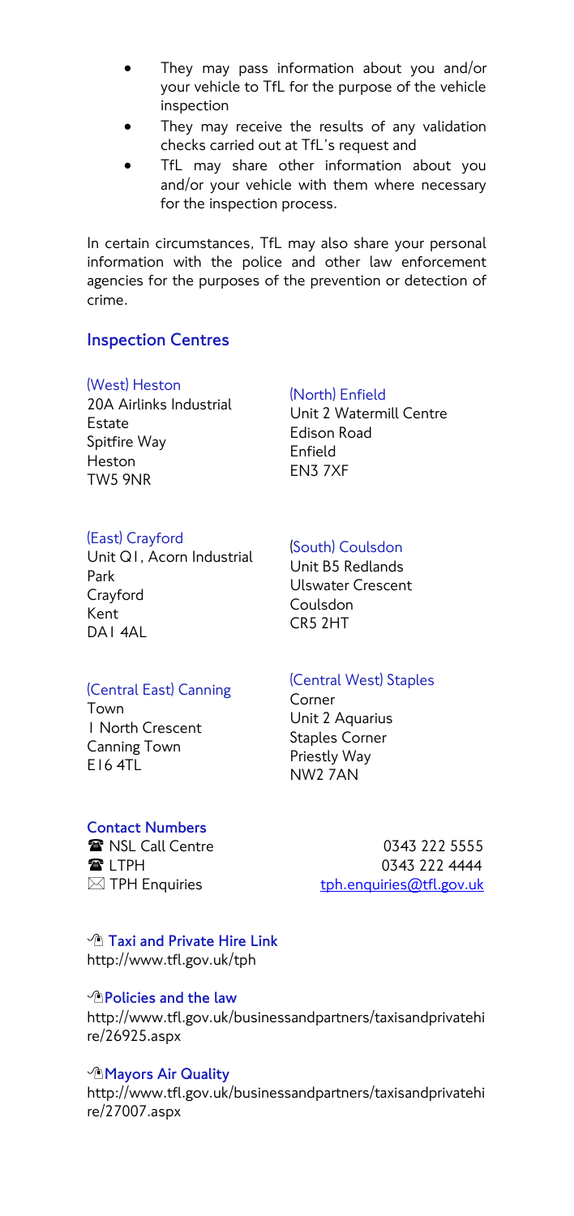- They may pass information about you and/or your vehicle to TfL for the purpose of the vehicle inspection
- They may receive the results of any validation checks carried out at TfL's request and
- TfL may share other information about you and/or your vehicle with them where necessary for the inspection process.

In certain circumstances, TfL may also share your personal information with the police and other law enforcement agencies for the purposes of the prevention or detection of crime.

## Inspection Centres

**(West) Heston**
20A Airlinks Industrial Estate
Spitfire Way
Heston
TW5 9NR

**(North) Enfield**
Unit 2 Watermill Centre
Edison Road
Enfield
EN3 7XF

**(East) Crayford**
Unit Q1, Acorn Industrial Park
Crayford
Kent
DA1 4AL

**(South) Coulsdon**
Unit B5 Redlands
Ulswater Crescent
Coulsdon
CR5 2HT

**(Central East) Canning Town**
1 North Crescent
Canning Town
E16 4TL

**(Central West) Staples Corner**
Unit 2 Aquarius
Staples Corner
Priestly Way
NW2 7AN

### Contact Numbers

| | |
|---|---|
| ☎ NSL Call Centre | 0343 222 5555 |
| ☎ LTPH | 0343 222 4444 |
| ✉ TPH Enquiries | tph.enquiries@tfl.gov.uk |

### Taxi and Private Hire Link

http://www.tfl.gov.uk/tph

### Policies and the law

http://www.tfl.gov.uk/businessandpartners/taxisandprivatehire/26925.aspx

### Mayors Air Quality

http://www.tfl.gov.uk/businessandpartners/taxisandprivatehire/27007.aspx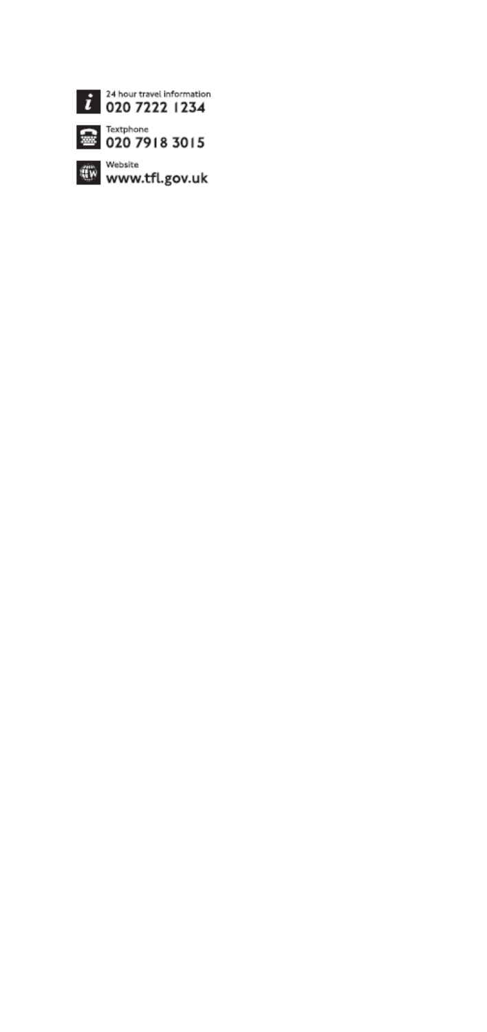24 hour travel information
020 7222 1234

Textphone
020 7918 3015

Website
www.tfl.gov.uk